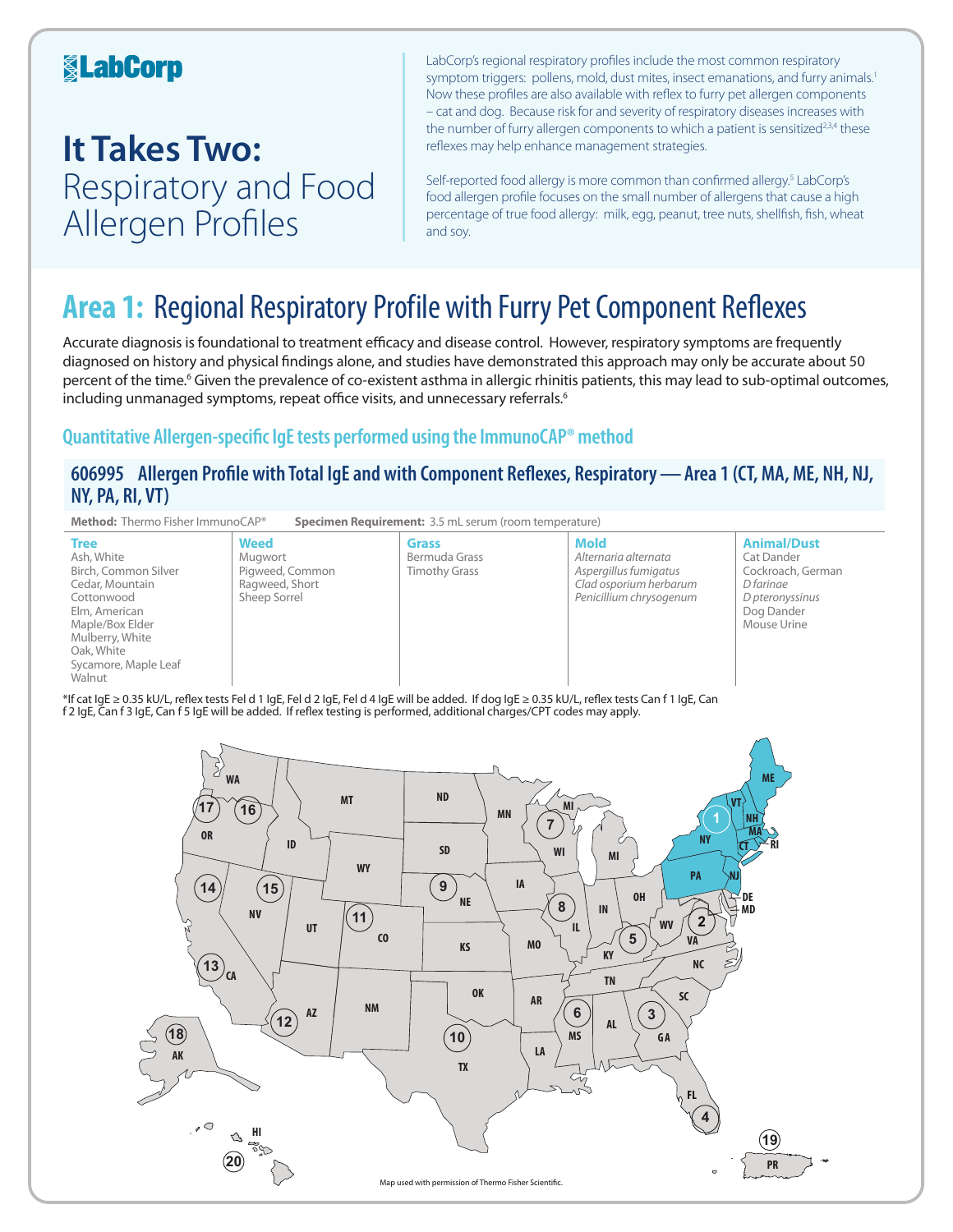LabCorp

# It Takes Two: Respiratory and Food Allergen Profiles

LabCorp's regional respiratory profiles include the most common respiratory symptom triggers: pollens, mold, dust mites, insect emanations, and furry animals.[1] Now these profiles are also available with reflex to furry pet allergen components – cat and dog. Because risk for and severity of respiratory diseases increases with the number of furry allergen components to which a patient is sensitized[2,3,4] these reflexes may help enhance management strategies.

Self-reported food allergy is more common than confirmed allergy.[5] LabCorp's food allergen profile focuses on the small number of allergens that cause a high percentage of true food allergy: milk, egg, peanut, tree nuts, shellfish, fish, wheat and soy.

## Area 1: Regional Respiratory Profile with Furry Pet Component Reflexes

Accurate diagnosis is foundational to treatment efficacy and disease control. However, respiratory symptoms are frequently diagnosed on history and physical findings alone, and studies have demonstrated this approach may only be accurate about 50 percent of the time.[6] Given the prevalence of co-existent asthma in allergic rhinitis patients, this may lead to sub-optimal outcomes, including unmanaged symptoms, repeat office visits, and unnecessary referrals.[6]

### Quantitative Allergen-specific IgE tests performed using the ImmunoCAP® method

#### 606995 Allergen Profile with Total IgE and with Component Reflexes, Respiratory — Area 1 (CT, MA, ME, NH, NJ, NY, PA, RI, VT)

**Method:** Thermo Fisher ImmunoCAP® **Specimen Requirement:** 3.5 mL serum (room temperature)

| Tree | Weed | Grass | Mold | Animal/Dust |
|---|---|---|---|---|
| Ash, White | Mugwort | Bermuda Grass | *Alternaria alternata* | Cat Dander |
| Birch, Common Silver | Pigweed, Common | Timothy Grass | *Aspergillus fumigatus* | Cockroach, German |
| Cedar, Mountain | Ragweed, Short | | *Clad osporium herbarum* | *D farinae* |
| Cottonwood | Sheep Sorrel | | *Penicillium chrysogenum* | *D pteronyssinus* |
| Elm, American | | | | Dog Dander |
| Maple/Box Elder | | | | Mouse Urine |
| Mulberry, White | | | | |
| Oak, White | | | | |
| Sycamore, Maple Leaf | | | | |
| Walnut | | | | |

*If cat IgE ≥ 0.35 kU/L, reflex tests Fel d 1 IgE, Fel d 2 IgE, Fel d 4 IgE will be added. If dog IgE ≥ 0.35 kU/L, reflex tests Can f 1 IgE, Can f 2 IgE, Can f 3 IgE, Can f 5 IgE will be added. If reflex testing is performed, additional charges/CPT codes may apply.

Map used with permission of Thermo Fisher Scientific.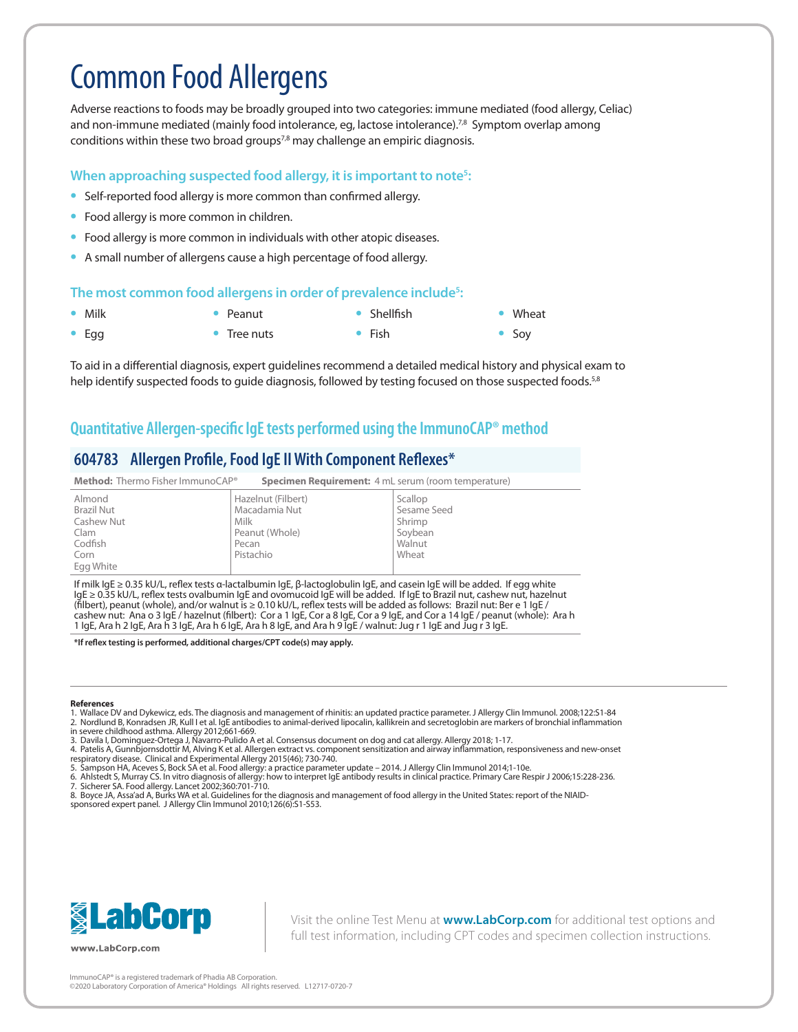# Common Food Allergens

Adverse reactions to foods may be broadly grouped into two categories: immune mediated (food allergy, Celiac) and non-immune mediated (mainly food intolerance, eg, lactose intolerance).[7,8] Symptom overlap among conditions within these two broad groups[7,8] may challenge an empiric diagnosis.

### When approaching suspected food allergy, it is important to note[5]:

- Self-reported food allergy is more common than confirmed allergy.
- Food allergy is more common in children.
- Food allergy is more common in individuals with other atopic diseases.
- A small number of allergens cause a high percentage of food allergy.

### The most common food allergens in order of prevalence include[5]:

- Milk
- Egg
- Peanut
- Tree nuts
- Shellfish
- Fish
- Wheat
- Soy

To aid in a differential diagnosis, expert guidelines recommend a detailed medical history and physical exam to help identify suspected foods to guide diagnosis, followed by testing focused on those suspected foods.[5,8]

## Quantitative Allergen-specific IgE tests performed using the ImmunoCAP® method

### 604783 Allergen Profile, Food IgE II With Component Reflexes*

**Method:** Thermo Fisher ImmunoCAP® **Specimen Requirement:** 4 mL serum (room temperature)

| | | |
|---|---|---|
| Almond | Hazelnut (Filbert) | Scallop |
| Brazil Nut | Macadamia Nut | Sesame Seed |
| Cashew Nut | Milk | Shrimp |
| Clam | Peanut (Whole) | Soybean |
| Codfish | Pecan | Walnut |
| Corn | Pistachio | Wheat |
| Egg White | | |

If milk IgE ≥ 0.35 kU/L, reflex tests α-lactalbumin IgE, β-lactoglobulin IgE, and casein IgE will be added. If egg white IgE ≥ 0.35 kU/L, reflex tests ovalbumin IgE and ovomucoid IgE will be added. If IgE to Brazil nut, cashew nut, hazelnut (filbert), peanut (whole), and/or walnut is ≥ 0.10 kU/L, reflex tests will be added as follows: Brazil nut: Ber e 1 IgE / cashew nut: Ana o 3 IgE / hazelnut (filbert): Cor a 1 IgE, Cor a 8 IgE, Cor a 9 IgE, and Cor a 14 IgE / peanut (whole): Ara h 1 IgE, Ara h 2 IgE, Ara h 3 IgE, Ara h 6 IgE, Ara h 8 IgE, and Ara h 9 IgE / walnut: Jug r 1 IgE and Jug r 3 IgE.

**\*If reflex testing is performed, additional charges/CPT code(s) may apply.**

**References**

1. Wallace DV and Dykewicz, eds. The diagnosis and management of rhinitis: an updated practice parameter. J Allergy Clin Immunol. 2008;122:S1-84
2. Nordlund B, Konradsen JR, Kull I et al. IgE antibodies to animal-derived lipocalin, kallikrein and secretoglobin are markers of bronchial inflammation in severe childhood asthma. Allergy 2012;661-669.
3. Davila I, Dominguez-Ortega J, Navarro-Pulido A et al. Consensus document on dog and cat allergy. Allergy 2018; 1-17.
4. Patelis A, Gunnbjornsdottir M, Alving K et al. Allergen extract vs. component sensitization and airway inflammation, responsiveness and new-onset respiratory disease. Clinical and Experimental Allergy 2015(46); 730-740.
5. Sampson HA, Aceves S, Bock SA et al. Food allergy: a practice parameter update – 2014. J Allergy Clin Immunol 2014;1-10e.
6. Ahlstedt S, Murray CS. In vitro diagnosis of allergy: how to interpret IgE antibody results in clinical practice. Primary Care Respir J 2006;15:228-236.
7. Sicherer SA. Food allergy. Lancet 2002;360:701-710.
8. Boyce JA, Assa'ad A, Burks WA et al. Guidelines for the diagnosis and management of food allergy in the United States: report of the NIAID-sponsored expert panel. J Allergy Clin Immunol 2010;126(6):S1-S53.

LabCorp

www.LabCorp.com

Visit the online Test Menu at **www.LabCorp.com** for additional test options and full test information, including CPT codes and specimen collection instructions.

ImmunoCAP® is a registered trademark of Phadia AB Corporation.
©2020 Laboratory Corporation of America® Holdings All rights reserved. L12717-0720-7